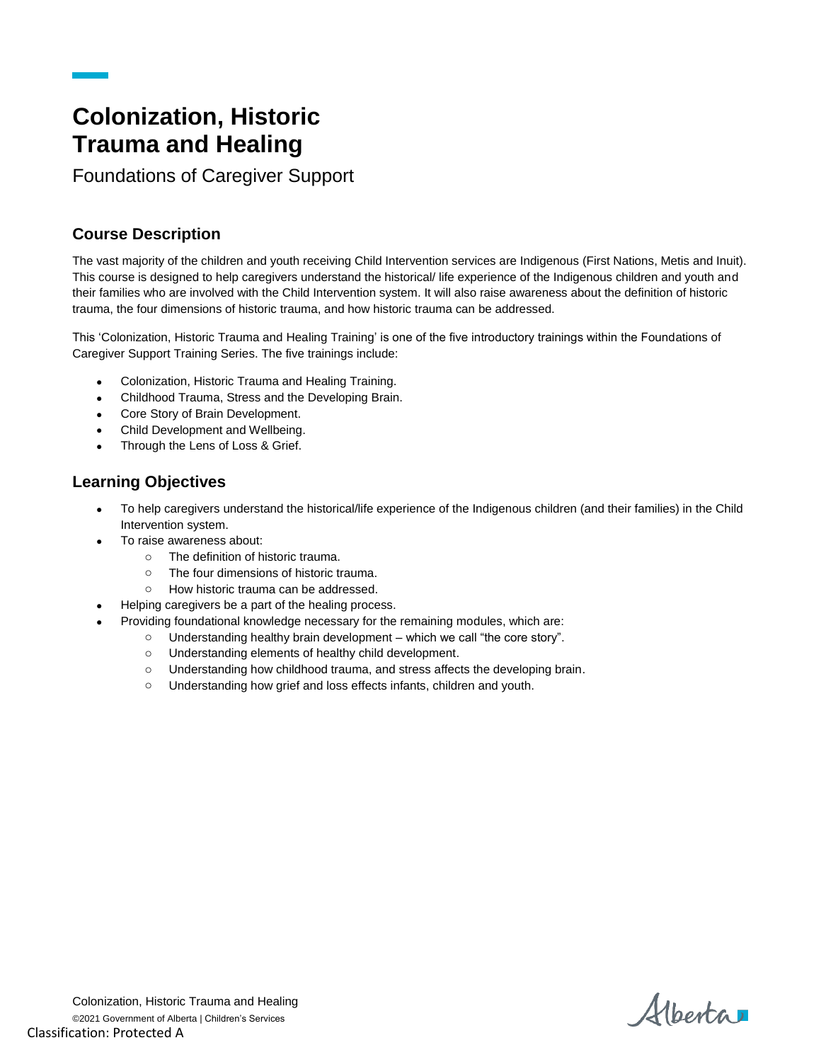# Colonization, Historic Trauma and Healing

Foundations of Caregiver Support

## Course Description

The vast majority of the children and youth receiving Child Intervention services are Indigenous (First Nations, Metis and Inuit). This course is designed to help caregivers understand the historical/ life experience of the Indigenous children and youth and their families who are involved with the Child Intervention system. It will also raise awareness about the definition of historic trauma, the four dimensions of historic trauma, and how historic trauma can be addressed.

This 'Colonization, Historic Trauma and Healing Training' is one of the five introductory trainings within the Foundations of Caregiver Support Training Series. The five trainings include:

- Colonization, Historic Trauma and Healing Training.
- Childhood Trauma, Stress and the Developing Brain.
- Core Story of Brain Development.
- Child Development and Wellbeing.
- Through the Lens of Loss & Grief.

## Learning Objectives

- To help caregivers understand the historical/life experience of the Indigenous children (and their families) in the Child Intervention system.
- To raise awareness about:
  - The definition of historic trauma.
  - The four dimensions of historic trauma.
  - How historic trauma can be addressed.
- Helping caregivers be a part of the healing process.
- Providing foundational knowledge necessary for the remaining modules, which are:
  - Understanding healthy brain development – which we call "the core story".
  - Understanding elements of healthy child development.
  - Understanding how childhood trauma, and stress affects the developing brain.
  - Understanding how grief and loss effects infants, children and youth.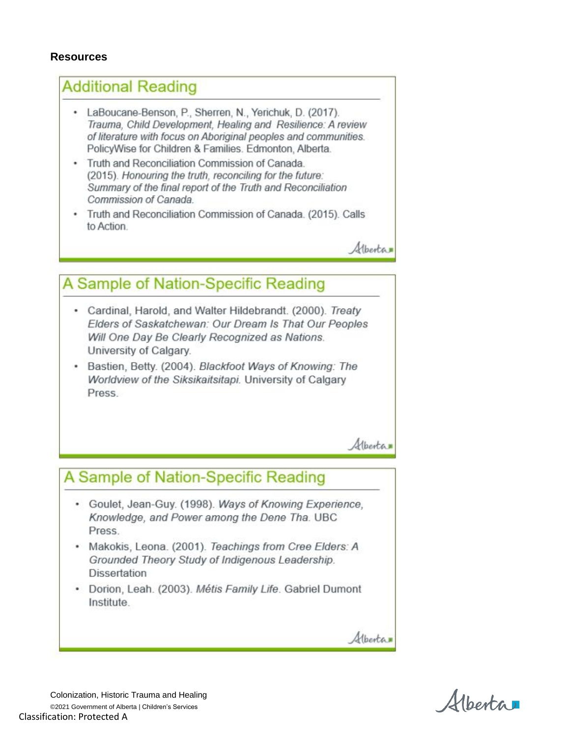**Resources**

## Additional Reading

- LaBoucane-Benson, P., Sherren, N., Yerichuk, D. (2017). *Trauma, Child Development, Healing and Resilience: A review of literature with focus on Aboriginal peoples and communities.* PolicyWise for Children & Families. Edmonton, Alberta.
- Truth and Reconciliation Commission of Canada. (2015). *Honouring the truth, reconciling for the future: Summary of the final report of the Truth and Reconciliation Commission of Canada.*
- Truth and Reconciliation Commission of Canada. (2015). Calls to Action.

## A Sample of Nation-Specific Reading

- Cardinal, Harold, and Walter Hildebrandt. (2000). *Treaty Elders of Saskatchewan: Our Dream Is That Our Peoples Will One Day Be Clearly Recognized as Nations.* University of Calgary.
- Bastien, Betty. (2004). *Blackfoot Ways of Knowing: The Worldview of the Siksikaitsitapi.* University of Calgary Press.

## A Sample of Nation-Specific Reading

- Goulet, Jean-Guy. (1998). *Ways of Knowing Experience, Knowledge, and Power among the Dene Tha.* UBC Press.
- Makokis, Leona. (2001). *Teachings from Cree Elders: A Grounded Theory Study of Indigenous Leadership.* Dissertation
- Dorion, Leah. (2003). *Métis Family Life.* Gabriel Dumont Institute.